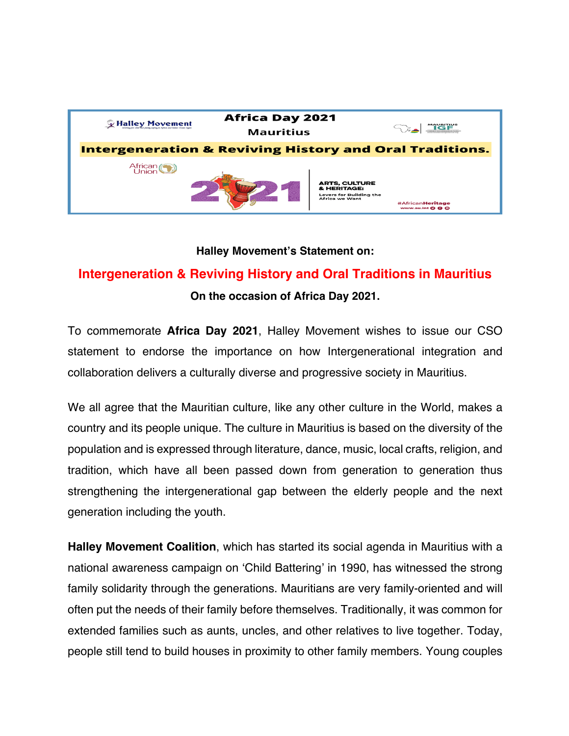Africa Day 2021

Mauritius

**Intergeneration & Reviving History and Oral Traditions.**

African Union

2021

ARTS, CULTURE & HERITAGE: Levers for Building the Africa we Want

#AfricanHeritage
www.au.int

**Halley Movement's Statement on:**

## Intergeneration & Reviving History and Oral Traditions in Mauritius

**On the occasion of Africa Day 2021.**

To commemorate **Africa Day 2021**, Halley Movement wishes to issue our CSO statement to endorse the importance on how Intergenerational integration and collaboration delivers a culturally diverse and progressive society in Mauritius.

We all agree that the Mauritian culture, like any other culture in the World, makes a country and its people unique. The culture in Mauritius is based on the diversity of the population and is expressed through literature, dance, music, local crafts, religion, and tradition, which have all been passed down from generation to generation thus strengthening the intergenerational gap between the elderly people and the next generation including the youth.

**Halley Movement Coalition**, which has started its social agenda in Mauritius with a national awareness campaign on 'Child Battering' in 1990, has witnessed the strong family solidarity through the generations. Mauritians are very family-oriented and will often put the needs of their family before themselves. Traditionally, it was common for extended families such as aunts, uncles, and other relatives to live together. Today, people still tend to build houses in proximity to other family members. Young couples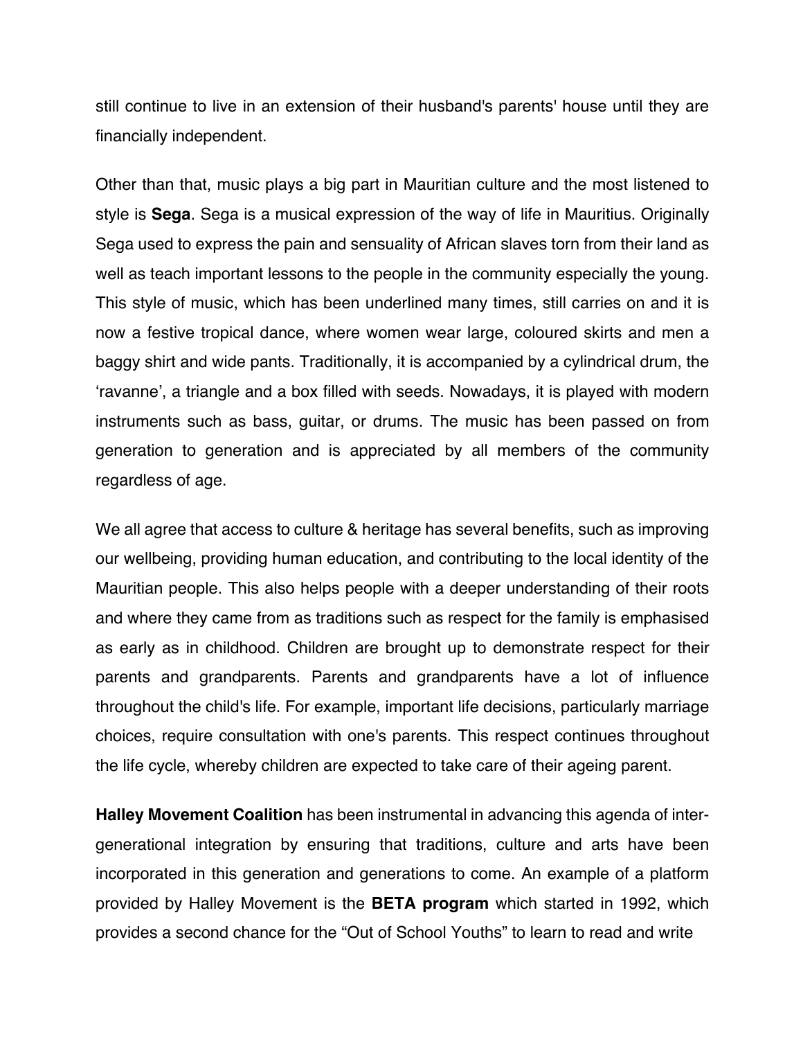still continue to live in an extension of their husband's parents' house until they are financially independent.

Other than that, music plays a big part in Mauritian culture and the most listened to style is **Sega**. Sega is a musical expression of the way of life in Mauritius. Originally Sega used to express the pain and sensuality of African slaves torn from their land as well as teach important lessons to the people in the community especially the young. This style of music, which has been underlined many times, still carries on and it is now a festive tropical dance, where women wear large, coloured skirts and men a baggy shirt and wide pants. Traditionally, it is accompanied by a cylindrical drum, the 'ravanne', a triangle and a box filled with seeds. Nowadays, it is played with modern instruments such as bass, guitar, or drums. The music has been passed on from generation to generation and is appreciated by all members of the community regardless of age.

We all agree that access to culture & heritage has several benefits, such as improving our wellbeing, providing human education, and contributing to the local identity of the Mauritian people. This also helps people with a deeper understanding of their roots and where they came from as traditions such as respect for the family is emphasised as early as in childhood. Children are brought up to demonstrate respect for their parents and grandparents. Parents and grandparents have a lot of influence throughout the child's life. For example, important life decisions, particularly marriage choices, require consultation with one's parents. This respect continues throughout the life cycle, whereby children are expected to take care of their ageing parent.

**Halley Movement Coalition** has been instrumental in advancing this agenda of inter-generational integration by ensuring that traditions, culture and arts have been incorporated in this generation and generations to come. An example of a platform provided by Halley Movement is the **BETA program** which started in 1992, which provides a second chance for the "Out of School Youths" to learn to read and write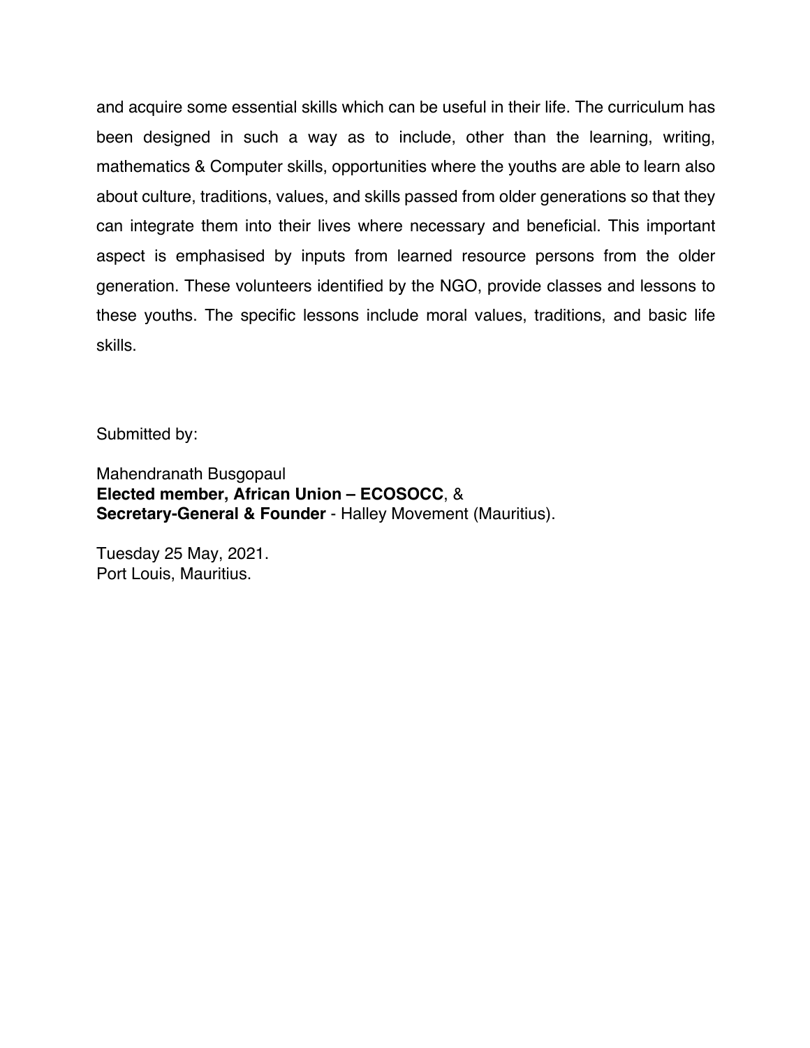and acquire some essential skills which can be useful in their life. The curriculum has been designed in such a way as to include, other than the learning, writing, mathematics & Computer skills, opportunities where the youths are able to learn also about culture, traditions, values, and skills passed from older generations so that they can integrate them into their lives where necessary and beneficial. This important aspect is emphasised by inputs from learned resource persons from the older generation. These volunteers identified by the NGO, provide classes and lessons to these youths. The specific lessons include moral values, traditions, and basic life skills.

Submitted by:

Mahendranath Busgopaul  
**Elected member, African Union – ECOSOCC**, &  
**Secretary-General & Founder** - Halley Movement (Mauritius).

Tuesday 25 May, 2021.  
Port Louis, Mauritius.